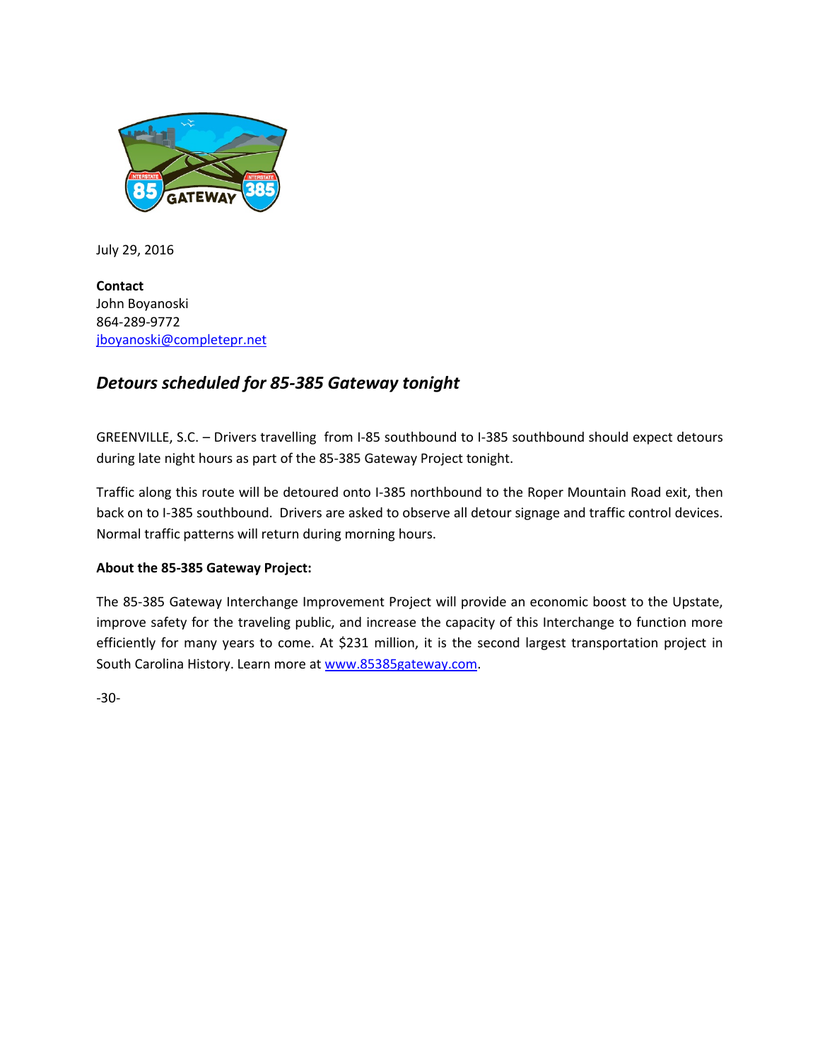July 29, 2016

**Contact**
John Boyanoski
864-289-9772
[jboyanoski@completepr.net](mailto:jboyanoski@completepr.net)

## *Detours scheduled for 85-385 Gateway tonight*

GREENVILLE, S.C. – Drivers travelling from I-85 southbound to I-385 southbound should expect detours during late night hours as part of the 85-385 Gateway Project tonight.

Traffic along this route will be detoured onto I-385 northbound to the Roper Mountain Road exit, then back on to I-385 southbound. Drivers are asked to observe all detour signage and traffic control devices. Normal traffic patterns will return during morning hours.

**About the 85-385 Gateway Project:**

The 85-385 Gateway Interchange Improvement Project will provide an economic boost to the Upstate, improve safety for the traveling public, and increase the capacity of this Interchange to function more efficiently for many years to come. At $231 million, it is the second largest transportation project in South Carolina History. Learn more at [www.85385gateway.com](http://www.85385gateway.com).

-30-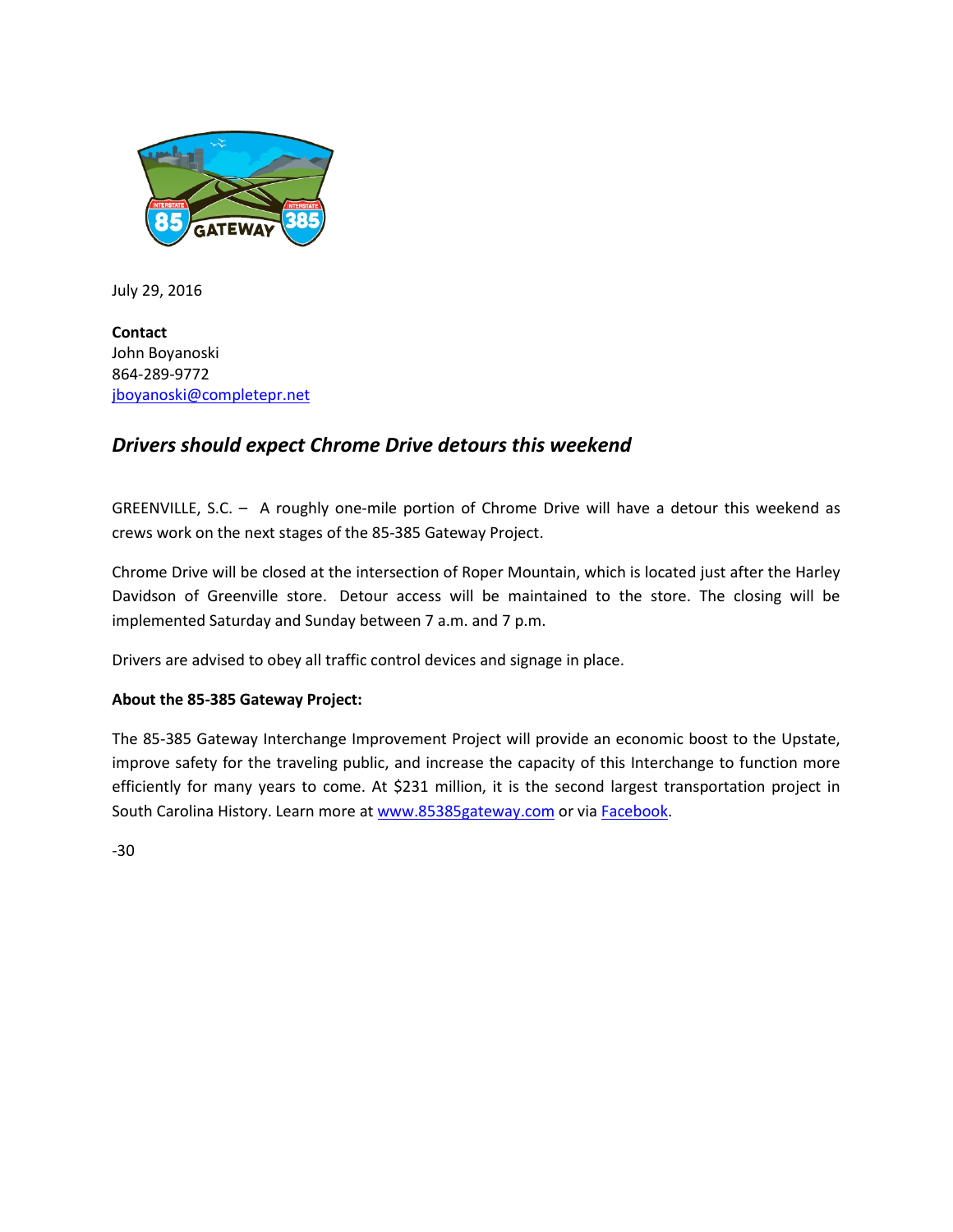July 29, 2016

**Contact**
John Boyanoski
864-289-9772
jboyanoski@completepr.net

## *Drivers should expect Chrome Drive detours this weekend*

GREENVILLE, S.C. – A roughly one-mile portion of Chrome Drive will have a detour this weekend as crews work on the next stages of the 85-385 Gateway Project.

Chrome Drive will be closed at the intersection of Roper Mountain, which is located just after the Harley Davidson of Greenville store. Detour access will be maintained to the store. The closing will be implemented Saturday and Sunday between 7 a.m. and 7 p.m.

Drivers are advised to obey all traffic control devices and signage in place.

**About the 85-385 Gateway Project:**

The 85-385 Gateway Interchange Improvement Project will provide an economic boost to the Upstate, improve safety for the traveling public, and increase the capacity of this Interchange to function more efficiently for many years to come. At $231 million, it is the second largest transportation project in South Carolina History. Learn more at www.85385gateway.com or via Facebook.

-30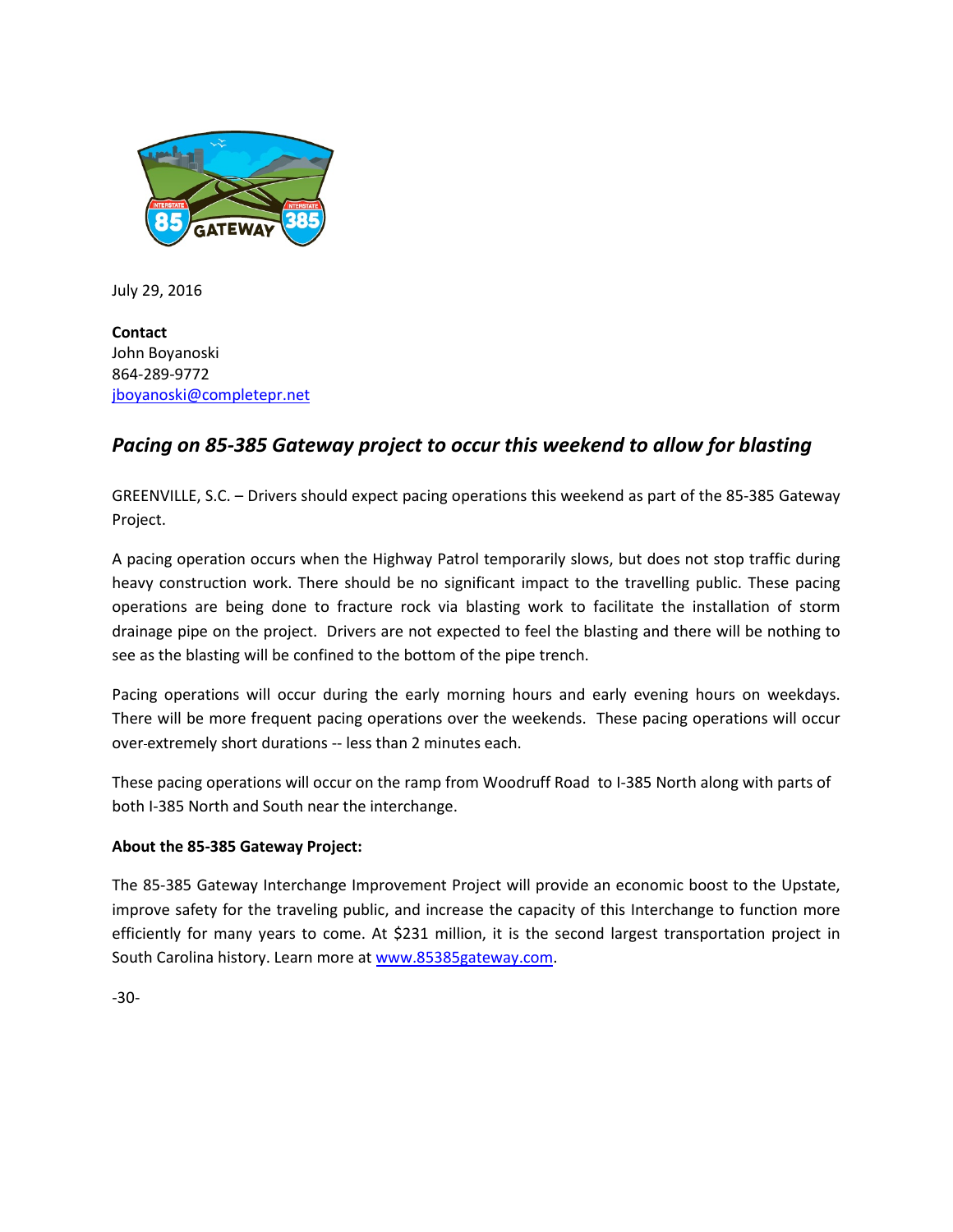July 29, 2016

**Contact**
John Boyanoski
864-289-9772
[jboyanoski@completepr.net](mailto:jboyanoski@completepr.net)

## *Pacing on 85-385 Gateway project to occur this weekend to allow for blasting*

GREENVILLE, S.C. – Drivers should expect pacing operations this weekend as part of the 85-385 Gateway Project.

A pacing operation occurs when the Highway Patrol temporarily slows, but does not stop traffic during heavy construction work. There should be no significant impact to the travelling public. These pacing operations are being done to fracture rock via blasting work to facilitate the installation of storm drainage pipe on the project. Drivers are not expected to feel the blasting and there will be nothing to see as the blasting will be confined to the bottom of the pipe trench.

Pacing operations will occur during the early morning hours and early evening hours on weekdays. There will be more frequent pacing operations over the weekends. These pacing operations will occur over-extremely short durations -- less than 2 minutes each.

These pacing operations will occur on the ramp from Woodruff Road to I-385 North along with parts of both I-385 North and South near the interchange.

**About the 85-385 Gateway Project:**

The 85-385 Gateway Interchange Improvement Project will provide an economic boost to the Upstate, improve safety for the traveling public, and increase the capacity of this Interchange to function more efficiently for many years to come. At $231 million, it is the second largest transportation project in South Carolina history. Learn more at [www.85385gateway.com](http://www.85385gateway.com).

-30-